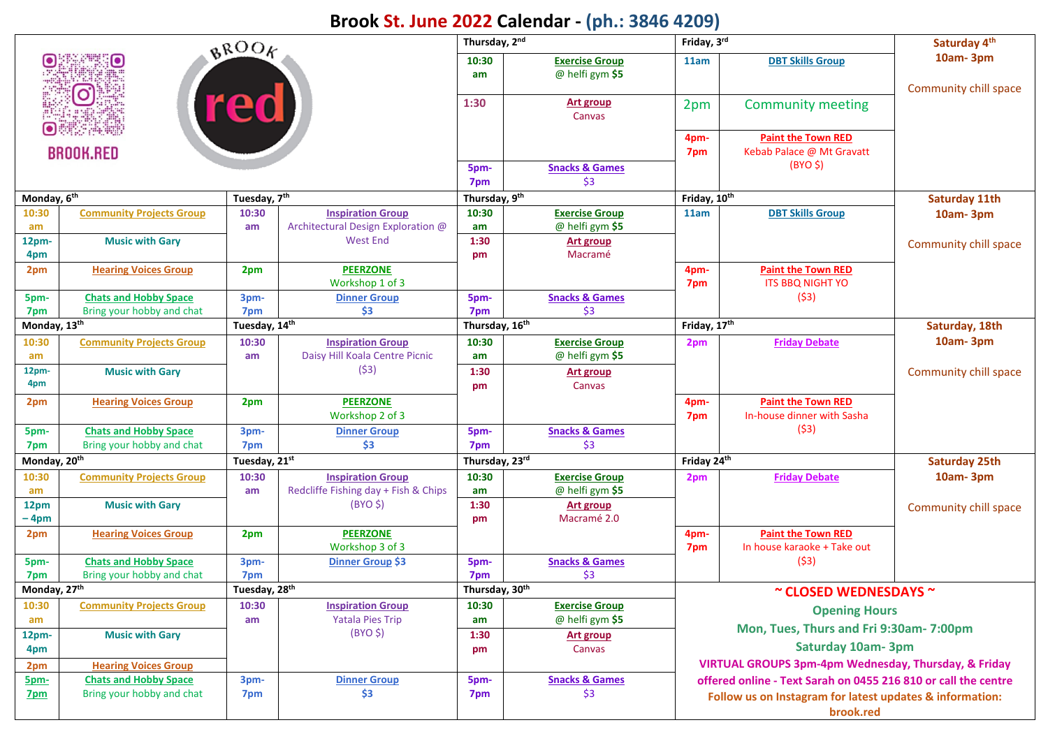# Brook St. June 2022 Calendar - (ph.: 3846 4209)

BROOK.RED

BROOK red

| Monday | | Tuesday | | Thursday | | Friday | | Saturday |
|---|---|---|---|---|---|---|---|---|
| | | | | **Thursday, 2nd** | | **Friday, 3rd** | | **Saturday 4th** |
| | | | | 10:30 am | Exercise Group @ helfi gym $5 | 11am | DBT Skills Group | 10am- 3pm Community chill space |
| | | | | 1:30 | Art group Canvas | 2pm | Community meeting | |
| | | | | 5pm-7pm | Snacks & Games $3 | 4pm-7pm | Paint the Town RED Kebab Palace @ Mt Gravatt (BYO $) | |
| **Monday, 6th** | | **Tuesday, 7th** | | **Thursday, 9th** | | **Friday, 10th** | | **Saturday 11th** |
| 10:30 am | Community Projects Group | 10:30 am | Inspiration Group Architectural Design Exploration @ West End | 10:30 am | Exercise Group @ helfi gym $5 | 11am | DBT Skills Group | 10am- 3pm Community chill space |
| 12pm-4pm | Music with Gary | | | 1:30 pm | Art group Macramé | | | |
| 2pm | Hearing Voices Group | 2pm | PEERZONE Workshop 1 of 3 | | | 4pm-7pm | Paint the Town RED ITS BBQ NIGHT YO ($3) | |
| 5pm-7pm | Chats and Hobby Space Bring your hobby and chat | 3pm-7pm | Dinner Group $3 | 5pm-7pm | Snacks & Games $3 | | | |
| **Monday, 13th** | | **Tuesday, 14th** | | **Thursday, 16th** | | **Friday, 17th** | | **Saturday, 18th** |
| 10:30 am | Community Projects Group | 10:30 am | Inspiration Group Daisy Hill Koala Centre Picnic ($3) | 10:30 am | Exercise Group @ helfi gym $5 | 2pm | Friday Debate | 10am- 3pm Community chill space |
| 12pm-4pm | Music with Gary | | | 1:30 pm | Art group Canvas | | | |
| 2pm | Hearing Voices Group | 2pm | PEERZONE Workshop 2 of 3 | | | 4pm-7pm | Paint the Town RED In-house dinner with Sasha ($3) | |
| 5pm-7pm | Chats and Hobby Space Bring your hobby and chat | 3pm-7pm | Dinner Group $3 | 5pm-7pm | Snacks & Games $3 | | | |
| **Monday, 20th** | | **Tuesday, 21st** | | **Thursday, 23rd** | | **Friday 24th** | | **Saturday 25th** |
| 10:30 am | Community Projects Group | 10:30 am | Inspiration Group Redcliffe Fishing day + Fish & Chips (BYO $) | 10:30 am | Exercise Group @ helfi gym $5 | 2pm | Friday Debate | 10am- 3pm Community chill space |
| 12pm – 4pm | Music with Gary | | | 1:30 pm | Art group Macramé 2.0 | | | |
| 2pm | Hearing Voices Group | 2pm | PEERZONE Workshop 3 of 3 | | | 4pm-7pm | Paint the Town RED In house karaoke + Take out ($3) | |
| 5pm-7pm | Chats and Hobby Space Bring your hobby and chat | 3pm-7pm | Dinner Group $3 | 5pm-7pm | Snacks & Games $3 | | | |
| **Monday, 27th** | | **Tuesday, 28th** | | **Thursday, 30th** | | | | |
| 10:30 am | Community Projects Group | 10:30 am | Inspiration Group Yatala Pies Trip (BYO $) | 10:30 am | Exercise Group @ helfi gym $5 | | | |
| 12pm-4pm | Music with Gary | | | 1:30 pm | Art group Canvas | | | |
| 2pm | Hearing Voices Group | | | | | | | |
| 5pm-7pm | Chats and Hobby Space Bring your hobby and chat | 3pm-7pm | Dinner Group $3 | 5pm-7pm | Snacks & Games $3 | | | |

**~ CLOSED WEDNESDAYS ~**

**Opening Hours**

**Mon, Tues, Thurs and Fri 9:30am- 7:00pm**

**Saturday 10am- 3pm**

**VIRTUAL GROUPS 3pm-4pm Wednesday, Thursday, & Friday offered online - Text Sarah on 0455 216 810 or call the centre**

**Follow us on Instagram for latest updates & information: brook.red**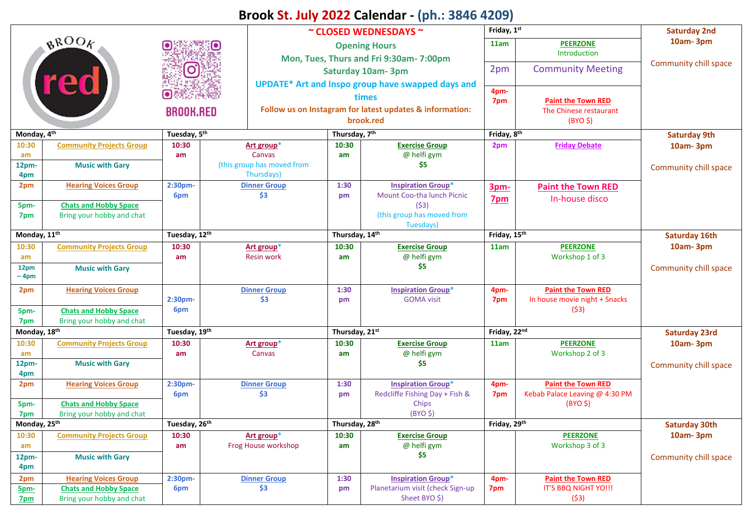# Brook St. July 2022 Calendar - (ph.: 3846 4209)

BROOK red

BROOK.RED

~ CLOSED WEDNESDAYS ~

Opening Hours
Mon, Tues, Thurs and Fri 9:30am- 7:00pm
Saturday 10am- 3pm

UPDATE* Art and Inspo group have swapped days and times

Follow us on Instagram for latest updates & information: brook.red

| Friday, 1st | | Saturday 2nd |
|---|---|---|
| 11am | PEERZONE Introduction | 10am- 3pm Community chill space |
| 2pm | Community Meeting | |
| 4pm-7pm | Paint the Town RED The Chinese restaurant (BYO $) | |

| Monday | | Tuesday | | Thursday | | Friday | | Saturday |
|---|---|---|---|---|---|---|---|---|
| **Monday, 4th** | | **Tuesday, 5th** | | **Thursday, 7th** | | **Friday, 8th** | | **Saturday 9th** 10am- 3pm Community chill space |
| 10:30 am | Community Projects Group | 10:30 am | Art group* Canvas (this group has moved from Thursdays) | 10:30 am | Exercise Group @ helfi gym $5 | 2pm | Friday Debate | |
| 12pm-4pm | Music with Gary | | | | | | | |
| 2pm | Hearing Voices Group | 2:30pm-6pm | Dinner Group $3 | 1:30 pm | Inspiration Group* Mount Coo-tha lunch Picnic ($3) (this group has moved from Tuesdays) | 3pm-7pm | Paint the Town RED In-house disco | |
| 5pm-7pm | Chats and Hobby Space Bring your hobby and chat | | | | | | | |
| **Monday, 11th** | | **Tuesday, 12th** | | **Thursday, 14th** | | **Friday, 15th** | | **Saturday 16th** 10am- 3pm Community chill space |
| 10:30 am | Community Projects Group | 10:30 am | Art group* Resin work | 10:30 am | Exercise Group @ helfi gym $5 | 11am | PEERZONE Workshop 1 of 3 | |
| 12pm – 4pm | Music with Gary | | | | | | | |
| 2pm | Hearing Voices Group | 2:30pm-6pm | Dinner Group $3 | 1:30 pm | Inspiration Group* GOMA visit | 4pm-7pm | Paint the Town RED In house movie night + Snacks ($3) | |
| 5pm-7pm | Chats and Hobby Space Bring your hobby and chat | | | | | | | |
| **Monday, 18th** | | **Tuesday, 19th** | | **Thursday, 21st** | | **Friday, 22nd** | | **Saturday 23rd** 10am- 3pm Community chill space |
| 10:30 am | Community Projects Group | 10:30 am | Art group* Canvas | 10:30 am | Exercise Group @ helfi gym $5 | 11am | PEERZONE Workshop 2 of 3 | |
| 12pm-4pm | Music with Gary | | | | | | | |
| 2pm | Hearing Voices Group | 2:30pm-6pm | Dinner Group $3 | 1:30 pm | Inspiration Group* Redcliffe Fishing Day + Fish & Chips (BYO $) | 4pm-7pm | Paint the Town RED Kebab Palace Leaving @ 4:30 PM (BYO $) | |
| 5pm-7pm | Chats and Hobby Space Bring your hobby and chat | | | | | | | |
| **Monday, 25th** | | **Tuesday, 26th** | | **Thursday, 28th** | | **Friday, 29th** | | **Saturday 30th** 10am- 3pm Community chill space |
| 10:30 am | Community Projects Group | 10:30 am | Art group* Frog House workshop | 10:30 am | Exercise Group @ helfi gym $5 | | PEERZONE Workshop 3 of 3 | |
| 12pm-4pm | Music with Gary | | | | | | | |
| 2pm | Hearing Voices Group | 2:30pm-6pm | Dinner Group $3 | 1:30 pm | Inspiration Group* Planetarium visit (check Sign-up Sheet BYO $) | 4pm-7pm | Paint the Town RED IT'S BBQ NIGHT YO!!! ($3) | |
| 5pm-7pm | Chats and Hobby Space Bring your hobby and chat | | | | | | | |